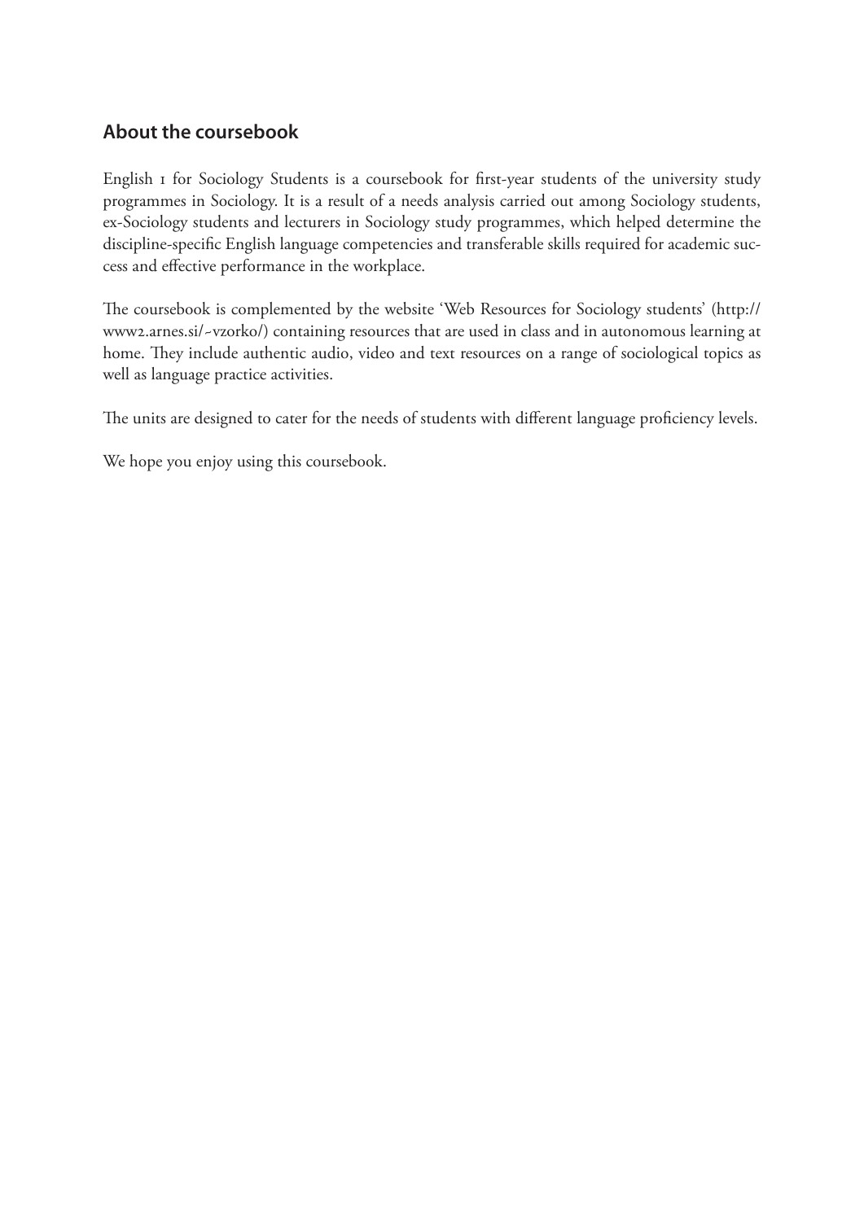## About the coursebook

English 1 for Sociology Students is a coursebook for first-year students of the university study programmes in Sociology. It is a result of a needs analysis carried out among Sociology students, ex-Sociology students and lecturers in Sociology study programmes, which helped determine the discipline-specific English language competencies and transferable skills required for academic success and effective performance in the workplace.

The coursebook is complemented by the website 'Web Resources for Sociology students' (http://www2.arnes.si/~vzorko/) containing resources that are used in class and in autonomous learning at home. They include authentic audio, video and text resources on a range of sociological topics as well as language practice activities.

The units are designed to cater for the needs of students with different language proficiency levels.

We hope you enjoy using this coursebook.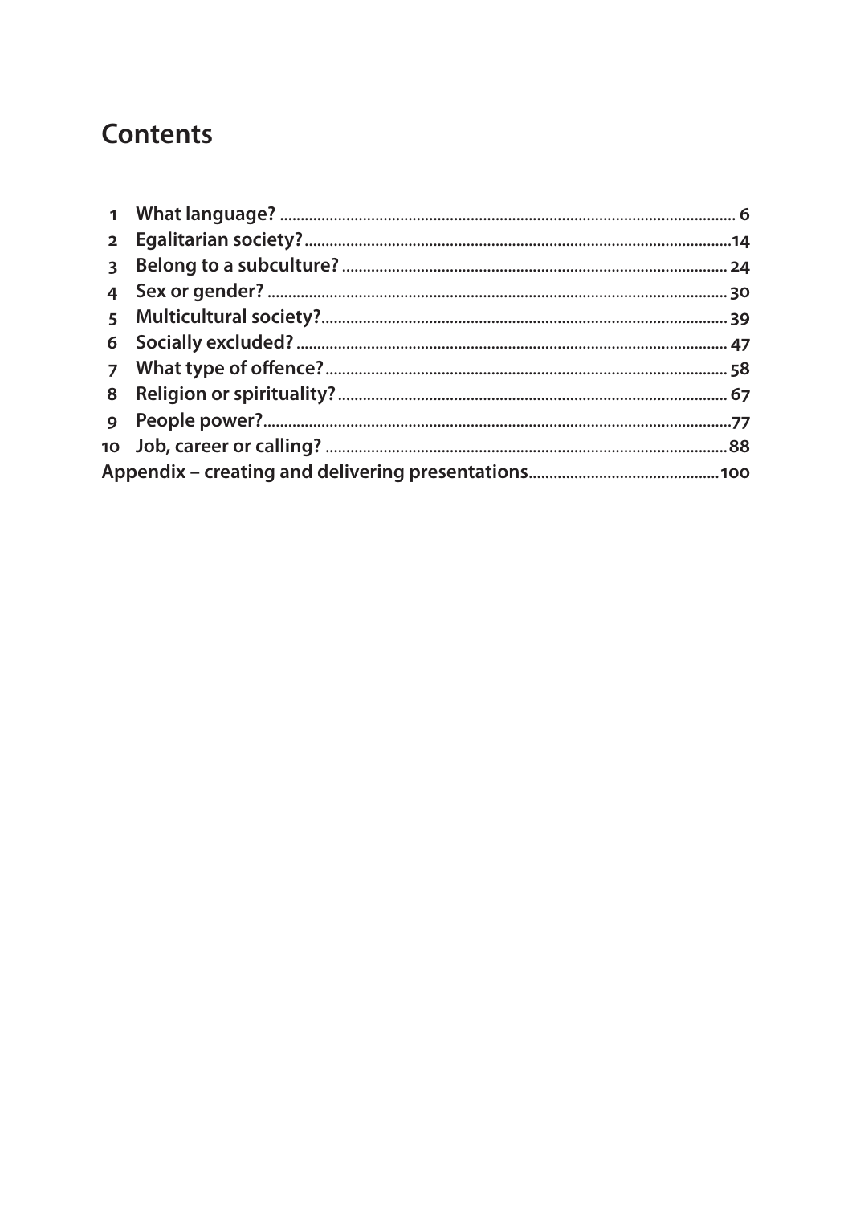# Contents

1 What language? ........ 6
2 Egalitarian society? ........ 14
3 Belong to a subculture? ........ 24
4 Sex or gender? ........ 30
5 Multicultural society? ........ 39
6 Socially excluded? ........ 47
7 What type of offence? ........ 58
8 Religion or spirituality? ........ 67
9 People power? ........ 77
10 Job, career or calling? ........ 88

Appendix – creating and delivering presentations ........ 100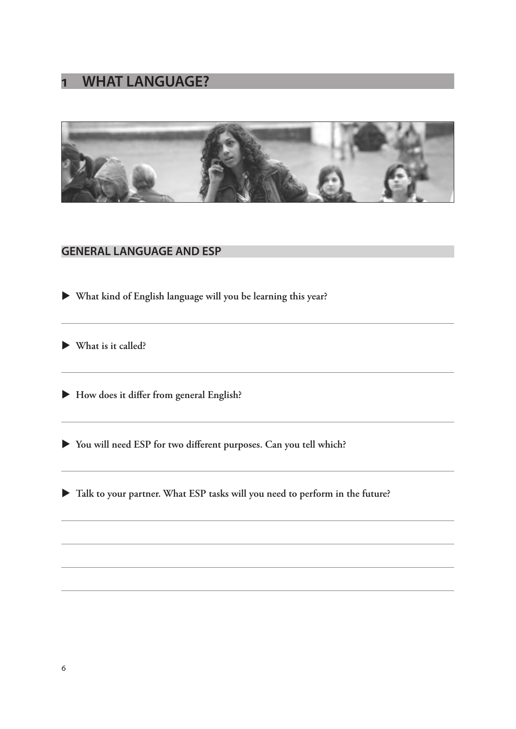# 1 WHAT LANGUAGE?

## GENERAL LANGUAGE AND ESP

- **What kind of English language will you be learning this year?**

- **What is it called?**

- **How does it differ from general English?**

- **You will need ESP for two different purposes. Can you tell which?**

- **Talk to your partner. What ESP tasks will you need to perform in the future?**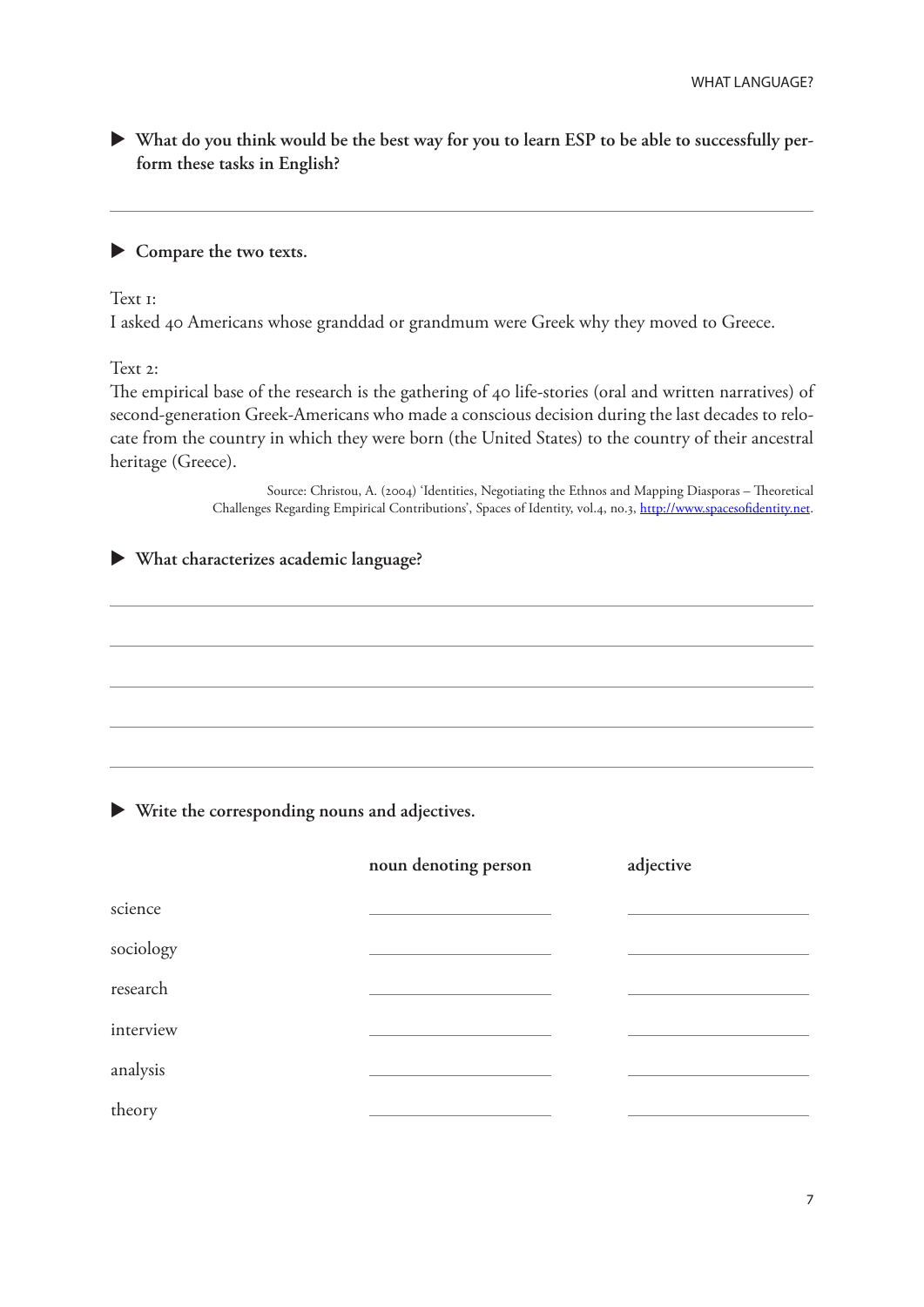▶ **What do you think would be the best way for you to learn ESP to be able to successfully perform these tasks in English?**

---

▶ **Compare the two texts.**

Text 1:
I asked 40 Americans whose granddad or grandmum were Greek why they moved to Greece.

Text 2:
The empirical base of the research is the gathering of 40 life-stories (oral and written narratives) of second-generation Greek-Americans who made a conscious decision during the last decades to relocate from the country in which they were born (the United States) to the country of their ancestral heritage (Greece).

Source: Christou, A. (2004) 'Identities, Negotiating the Ethnos and Mapping Diasporas – Theoretical Challenges Regarding Empirical Contributions', Spaces of Identity, vol.4, no.3, http://www.spacesofidentity.net.

▶ **What characterizes academic language?**

---

---

---

---

---

▶ **Write the corresponding nouns and adjectives.**

| | **noun denoting person** | **adjective** |
|---|---|---|
| science | | |
| sociology | | |
| research | | |
| interview | | |
| analysis | | |
| theory | | |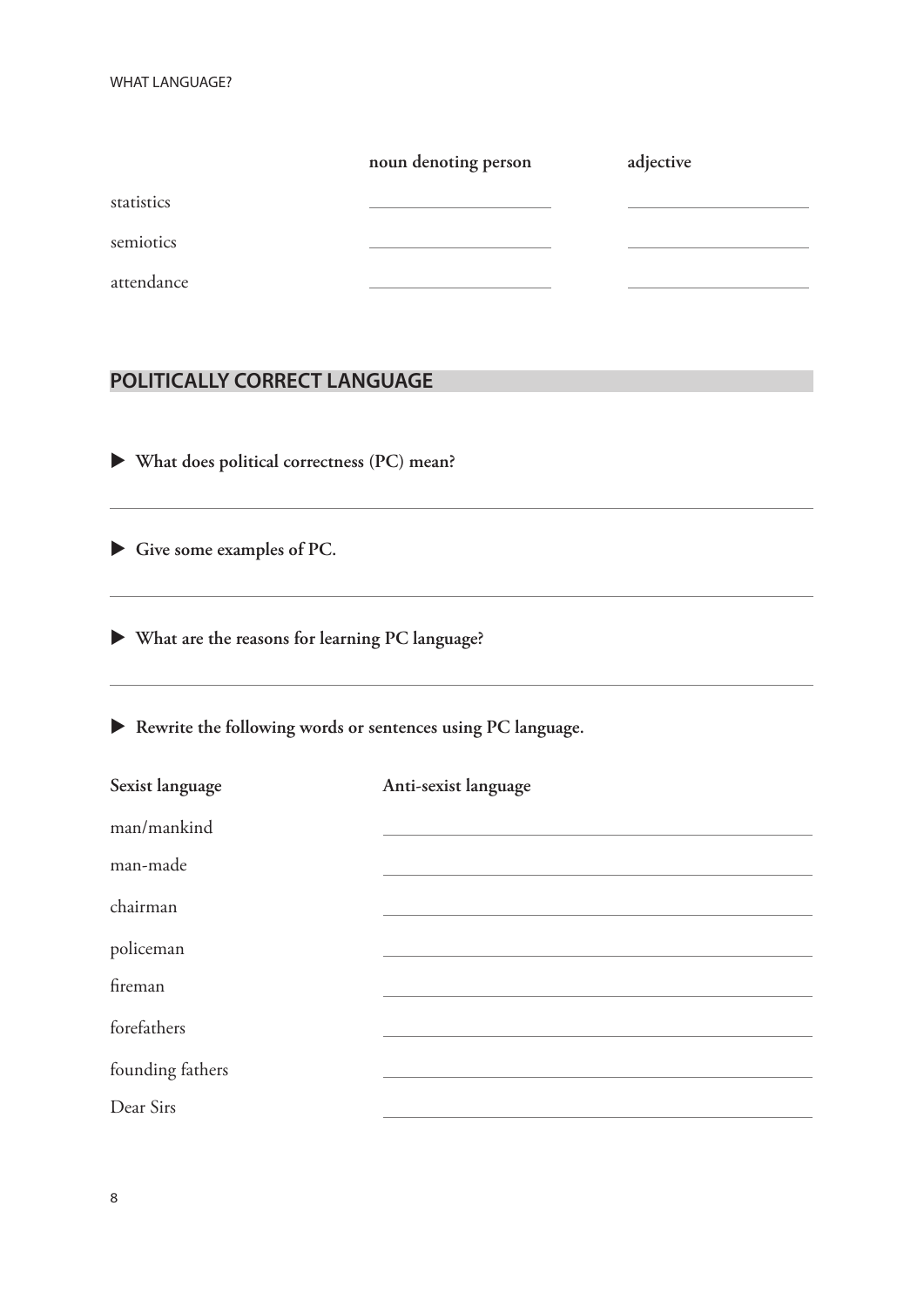| | noun denoting person | adjective |
|---|---|---|
| statistics | | |
| semiotics | | |
| attendance | | |

## POLITICALLY CORRECT LANGUAGE

▶ **What does political correctness (PC) mean?**

▶ **Give some examples of PC.**

▶ **What are the reasons for learning PC language?**

▶ **Rewrite the following words or sentences using PC language.**

| Sexist language | Anti-sexist language |
|---|---|
| man/mankind | |
| man-made | |
| chairman | |
| policeman | |
| fireman | |
| forefathers | |
| founding fathers | |
| Dear Sirs | |